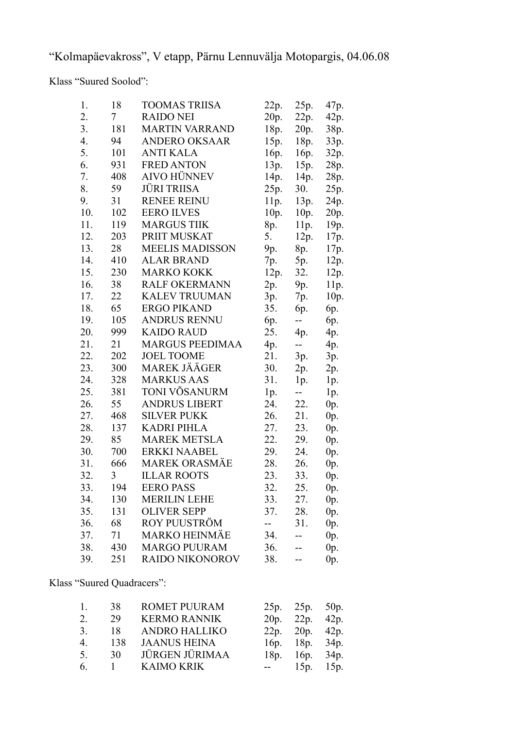“Kolmapäevakross”, V etapp, Pärnu Lennuvälja Motopargis, 04.06.08

Klass “Suured Soolod”:

| | | | | | |
|---|---|---|---|---|---|
| 1. | 18 | TOOMAS TRIISA | 22p. | 25p. | 47p. |
| 2. | 7 | RAIDO NEI | 20p. | 22p. | 42p. |
| 3. | 181 | MARTIN VARRAND | 18p. | 20p. | 38p. |
| 4. | 94 | ANDERO OKSAAR | 15p. | 18p. | 33p. |
| 5. | 101 | ANTI KALA | 16p. | 16p. | 32p. |
| 6. | 931 | FRED ANTON | 13p. | 15p. | 28p. |
| 7. | 408 | AIVO HÜNNEV | 14p. | 14p. | 28p. |
| 8. | 59 | JÜRI TRIISA | 25p. | 30. | 25p. |
| 9. | 31 | RENEE REINU | 11p. | 13p. | 24p. |
| 10. | 102 | EERO ILVES | 10p. | 10p. | 20p. |
| 11. | 119 | MARGUS TIIK | 8p. | 11p. | 19p. |
| 12. | 203 | PRIIT MUSKAT | 5. | 12p. | 17p. |
| 13. | 28 | MEELIS MADISSON | 9p. | 8p. | 17p. |
| 14. | 410 | ALAR BRAND | 7p. | 5p. | 12p. |
| 15. | 230 | MARKO KOKK | 12p. | 32. | 12p. |
| 16. | 38 | RALF OKERMANN | 2p. | 9p. | 11p. |
| 17. | 22 | KALEV TRUUMAN | 3p. | 7p. | 10p. |
| 18. | 65 | ERGO PIKAND | 35. | 6p. | 6p. |
| 19. | 105 | ANDRUS RENNU | 6p. | -- | 6p. |
| 20. | 999 | KAIDO RAUD | 25. | 4p. | 4p. |
| 21. | 21 | MARGUS PEEDIMAA | 4p. | -- | 4p. |
| 22. | 202 | JOEL TOOME | 21. | 3p. | 3p. |
| 23. | 300 | MAREK JÄÄGER | 30. | 2p. | 2p. |
| 24. | 328 | MARKUS AAS | 31. | 1p. | 1p. |
| 25. | 381 | TONI VÕSANURM | 1p. | -- | 1p. |
| 26. | 55 | ANDRUS LIBERT | 24. | 22. | 0p. |
| 27. | 468 | SILVER PUKK | 26. | 21. | 0p. |
| 28. | 137 | KADRI PIHLA | 27. | 23. | 0p. |
| 29. | 85 | MAREK METSLA | 22. | 29. | 0p. |
| 30. | 700 | ERKKI NAABEL | 29. | 24. | 0p. |
| 31. | 666 | MAREK ORASMÄE | 28. | 26. | 0p. |
| 32. | 3 | ILLAR ROOTS | 23. | 33. | 0p. |
| 33. | 194 | EERO PASS | 32. | 25. | 0p. |
| 34. | 130 | MERILIN LEHE | 33. | 27. | 0p. |
| 35. | 131 | OLIVER SEPP | 37. | 28. | 0p. |
| 36. | 68 | ROY PUUSTRÖM | -- | 31. | 0p. |
| 37. | 71 | MARKO HEINMÄE | 34. | -- | 0p. |
| 38. | 430 | MARGO PUURAM | 36. | -- | 0p. |
| 39. | 251 | RAIDO NIKONOROV | 38. | -- | 0p. |

Klass “Suured Quadracers”:

| | | | | | |
|---|---|---|---|---|---|
| 1. | 38 | ROMET PUURAM | 25p. | 25p. | 50p. |
| 2. | 29 | KERMO RANNIK | 20p. | 22p. | 42p. |
| 3. | 18 | ANDRO HALLIKO | 22p. | 20p. | 42p. |
| 4. | 138 | JAANUS HEINA | 16p. | 18p. | 34p. |
| 5. | 30 | JÜRGEN JÜRIMAA | 18p. | 16p. | 34p. |
| 6. | 1 | KAIMO KRIK | -- | 15p. | 15p. |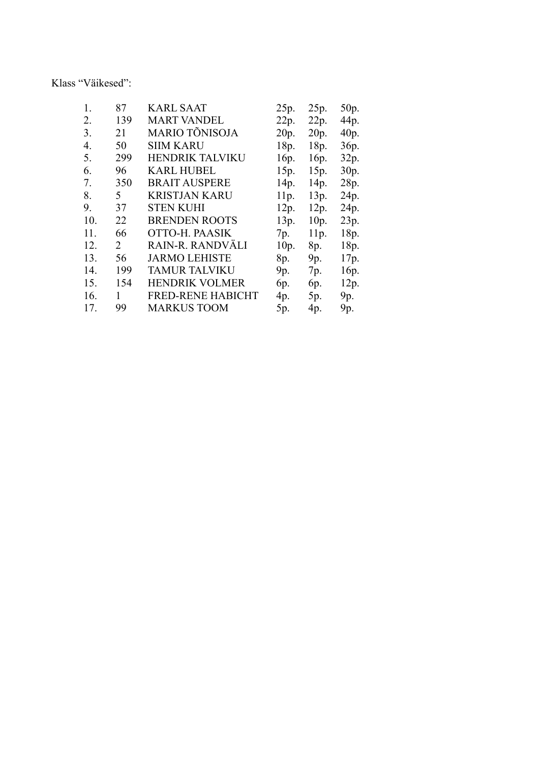Klass “Väikesed”:

| | | | | | |
|---|---|---|---|---|---|
| 1. | 87 | KARL SAAT | 25p. | 25p. | 50p. |
| 2. | 139 | MART VANDEL | 22p. | 22p. | 44p. |
| 3. | 21 | MARIO TÕNISOJA | 20p. | 20p. | 40p. |
| 4. | 50 | SIIM KARU | 18p. | 18p. | 36p. |
| 5. | 299 | HENDRIK TALVIKU | 16p. | 16p. | 32p. |
| 6. | 96 | KARL HUBEL | 15p. | 15p. | 30p. |
| 7. | 350 | BRAIT AUSPERE | 14p. | 14p. | 28p. |
| 8. | 5 | KRISTJAN KARU | 11p. | 13p. | 24p. |
| 9. | 37 | STEN KUHI | 12p. | 12p. | 24p. |
| 10. | 22 | BRENDEN ROOTS | 13p. | 10p. | 23p. |
| 11. | 66 | OTTO-H. PAASIK | 7p. | 11p. | 18p. |
| 12. | 2 | RAIN-R. RANDVÄLI | 10p. | 8p. | 18p. |
| 13. | 56 | JARMO LEHISTE | 8p. | 9p. | 17p. |
| 14. | 199 | TAMUR TALVIKU | 9p. | 7p. | 16p. |
| 15. | 154 | HENDRIK VOLMER | 6p. | 6p. | 12p. |
| 16. | 1 | FRED-RENE HABICHT | 4p. | 5p. | 9p. |
| 17. | 99 | MARKUS TOOM | 5p. | 4p. | 9p. |